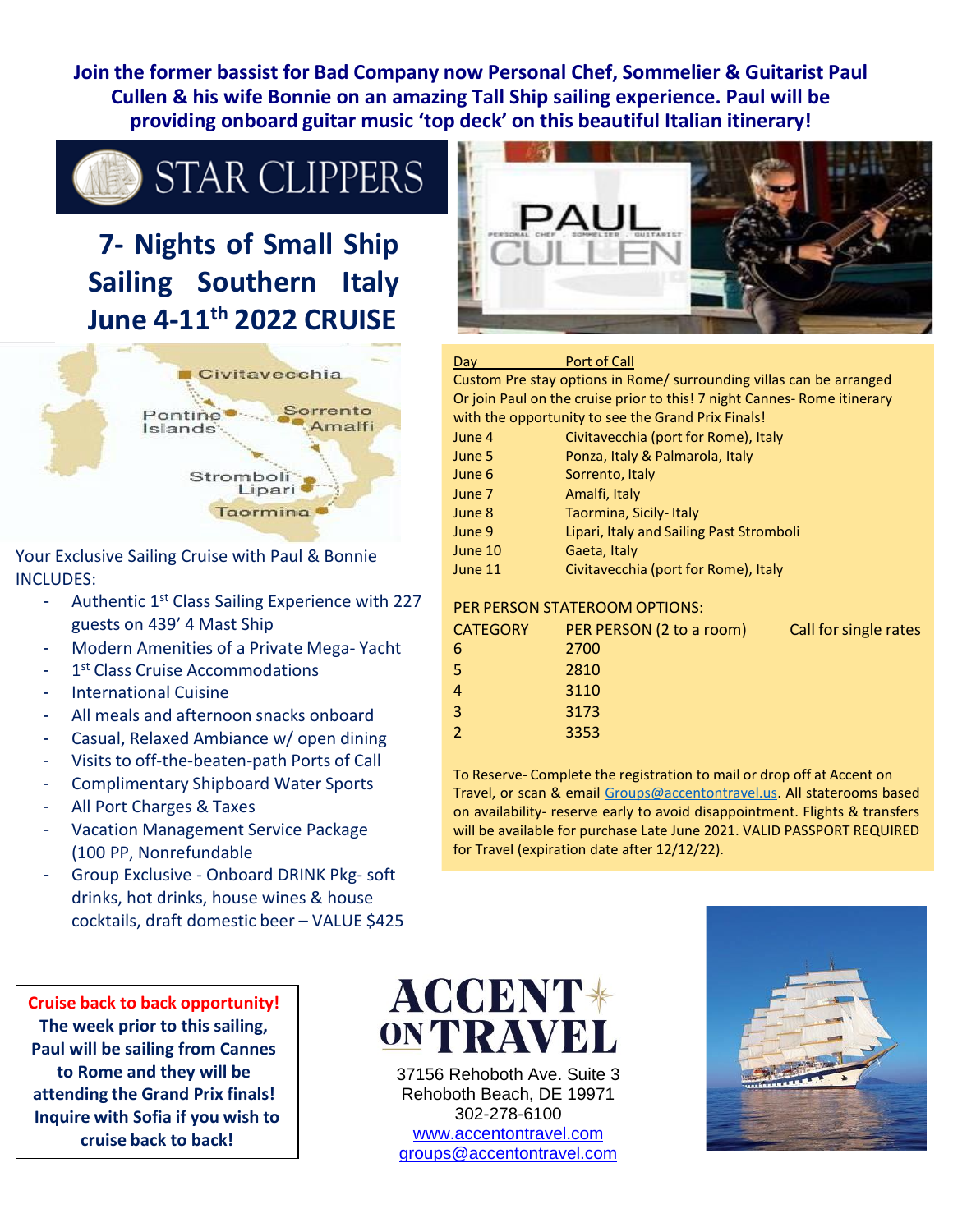**Join the former bassist for Bad Company now Personal Chef, Sommelier & Guitarist Paul Cullen & his wife Bonnie on an amazing Tall Ship sailing experience. Paul will be providing onboard guitar music 'top deck' on this beautiful Italian itinerary!**

STAR CLIPPERS

# 7- Nights of Small Ship Sailing Southern Italy June 4-11th 2022 CRUISE

Your Exclusive Sailing Cruise with Paul & Bonnie INCLUDES:

- Authentic 1st Class Sailing Experience with 227 guests on 439' 4 Mast Ship
- Modern Amenities of a Private Mega- Yacht
- 1st Class Cruise Accommodations
- International Cuisine
- All meals and afternoon snacks onboard
- Casual, Relaxed Ambiance w/ open dining
- Visits to off-the-beaten-path Ports of Call
- Complimentary Shipboard Water Sports
- All Port Charges & Taxes
- Vacation Management Service Package (100 PP, Nonrefundable
- Group Exclusive - Onboard DRINK Pkg- soft drinks, hot drinks, house wines & house cocktails, draft domestic beer – VALUE $425

| Day | Port of Call |
|---|---|
| Custom Pre stay options in Rome/ surrounding villas can be arranged Or join Paul on the cruise prior to this! 7 night Cannes- Rome itinerary with the opportunity to see the Grand Prix Finals! | |
| June 4 | Civitavecchia (port for Rome), Italy |
| June 5 | Ponza, Italy & Palmarola, Italy |
| June 6 | Sorrento, Italy |
| June 7 | Amalfi, Italy |
| June 8 | Taormina, Sicily- Italy |
| June 9 | Lipari, Italy and Sailing Past Stromboli |
| June 10 | Gaeta, Italy |
| June 11 | Civitavecchia (port for Rome), Italy |

PER PERSON STATEROOM OPTIONS:

| CATEGORY | PER PERSON (2 to a room) | Call for single rates |
|---|---|---|
| 6 | 2700 | |
| 5 | 2810 | |
| 4 | 3110 | |
| 3 | 3173 | |
| 2 | 3353 | |

To Reserve- Complete the registration to mail or drop off at Accent on Travel, or scan & email Groups@accentontravel.us. All staterooms based on availability- reserve early to avoid disappointment. Flights & transfers will be available for purchase Late June 2021. VALID PASSPORT REQUIRED for Travel (expiration date after 12/12/22).

**Cruise back to back opportunity! The week prior to this sailing, Paul will be sailing from Cannes to Rome and they will be attending the Grand Prix finals! Inquire with Sofia if you wish to cruise back to back!**

ACCENT ON TRAVEL
37156 Rehoboth Ave. Suite 3
Rehoboth Beach, DE 19971
302-278-6100
www.accentontravel.com
groups@accentontravel.com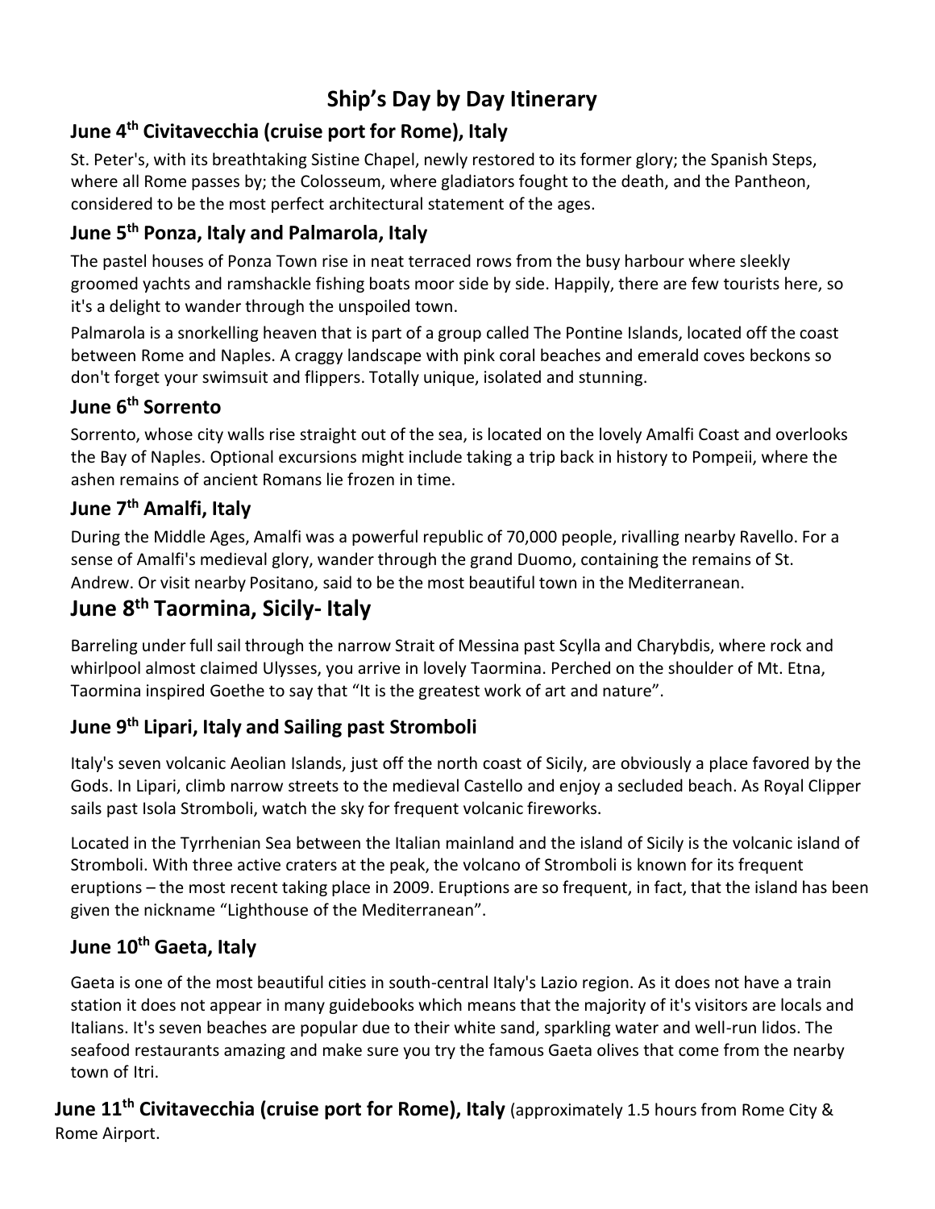# Ship's Day by Day Itinerary

## June 4th Civitavecchia (cruise port for Rome), Italy

St. Peter's, with its breathtaking Sistine Chapel, newly restored to its former glory; the Spanish Steps, where all Rome passes by; the Colosseum, where gladiators fought to the death, and the Pantheon, considered to be the most perfect architectural statement of the ages.

## June 5th Ponza, Italy and Palmarola, Italy

The pastel houses of Ponza Town rise in neat terraced rows from the busy harbour where sleekly groomed yachts and ramshackle fishing boats moor side by side. Happily, there are few tourists here, so it's a delight to wander through the unspoiled town.

Palmarola is a snorkelling heaven that is part of a group called The Pontine Islands, located off the coast between Rome and Naples. A craggy landscape with pink coral beaches and emerald coves beckons so don't forget your swimsuit and flippers. Totally unique, isolated and stunning.

## June 6th Sorrento

Sorrento, whose city walls rise straight out of the sea, is located on the lovely Amalfi Coast and overlooks the Bay of Naples. Optional excursions might include taking a trip back in history to Pompeii, where the ashen remains of ancient Romans lie frozen in time.

## June 7th Amalfi, Italy

During the Middle Ages, Amalfi was a powerful republic of 70,000 people, rivalling nearby Ravello. For a sense of Amalfi's medieval glory, wander through the grand Duomo, containing the remains of St. Andrew. Or visit nearby Positano, said to be the most beautiful town in the Mediterranean.

## June 8th Taormina, Sicily- Italy

Barreling under full sail through the narrow Strait of Messina past Scylla and Charybdis, where rock and whirlpool almost claimed Ulysses, you arrive in lovely Taormina. Perched on the shoulder of Mt. Etna, Taormina inspired Goethe to say that "It is the greatest work of art and nature".

## June 9th Lipari, Italy and Sailing past Stromboli

Italy's seven volcanic Aeolian Islands, just off the north coast of Sicily, are obviously a place favored by the Gods. In Lipari, climb narrow streets to the medieval Castello and enjoy a secluded beach. As Royal Clipper sails past Isola Stromboli, watch the sky for frequent volcanic fireworks.

Located in the Tyrrhenian Sea between the Italian mainland and the island of Sicily is the volcanic island of Stromboli. With three active craters at the peak, the volcano of Stromboli is known for its frequent eruptions – the most recent taking place in 2009. Eruptions are so frequent, in fact, that the island has been given the nickname "Lighthouse of the Mediterranean".

## June 10th Gaeta, Italy

Gaeta is one of the most beautiful cities in south-central Italy's Lazio region. As it does not have a train station it does not appear in many guidebooks which means that the majority of it's visitors are locals and Italians. It's seven beaches are popular due to their white sand, sparkling water and well-run lidos. The seafood restaurants amazing and make sure you try the famous Gaeta olives that come from the nearby town of Itri.

**June 11th Civitavecchia (cruise port for Rome), Italy** (approximately 1.5 hours from Rome City & Rome Airport.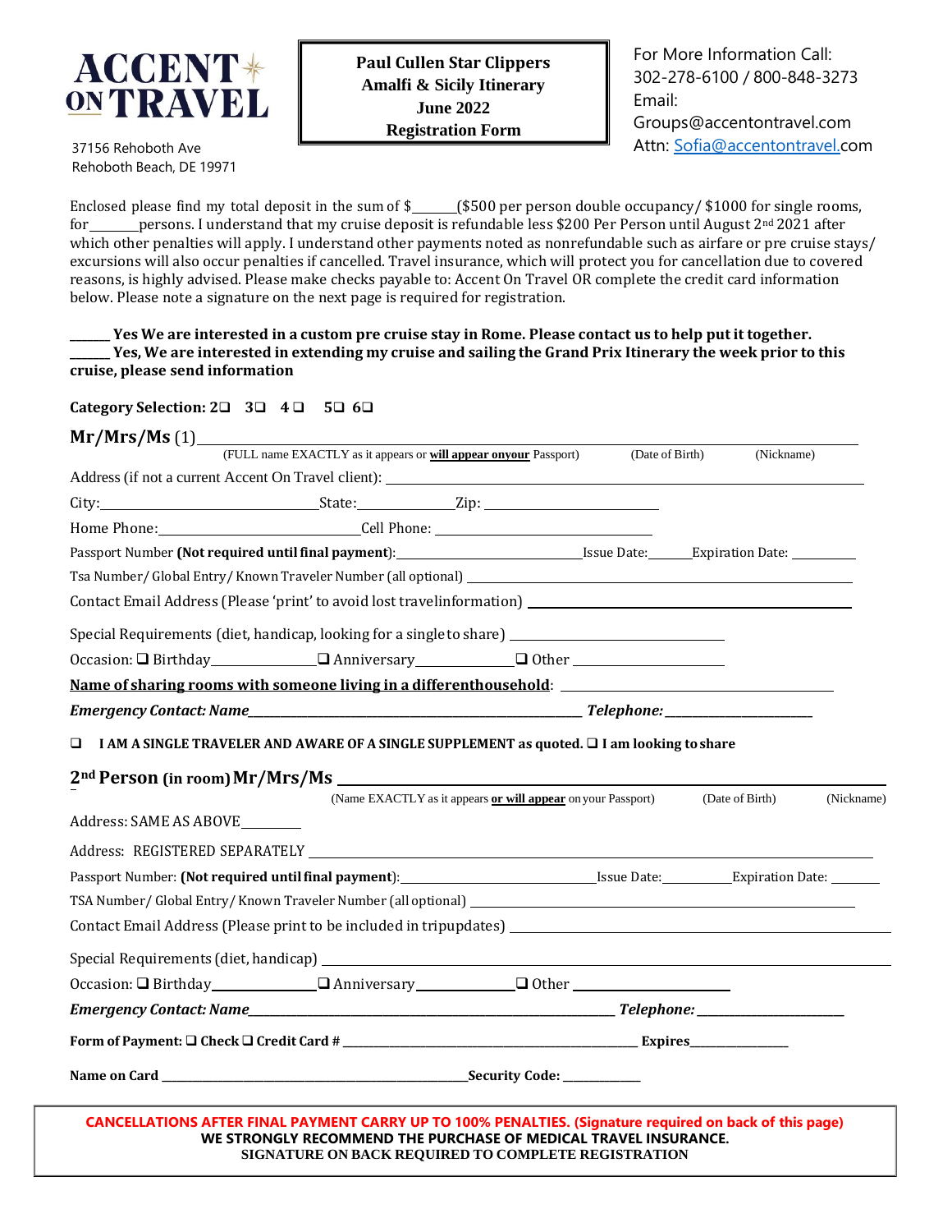**ACCENT ON TRAVEL**

37156 Rehoboth Ave
Rehoboth Beach, DE 19971

**Paul Cullen Star Clippers**
**Amalfi & Sicily Itinerary**
**June 2022**
**Registration Form**

For More Information Call:
302-278-6100 / 800-848-3273
Email:
Groups@accentontravel.com
Attn: Sofia@accentontravel.com

Enclosed please find my total deposit in the sum of $______($500 per person double occupancy/ $1000 for single rooms, for_______persons. I understand that my cruise deposit is refundable less $200 Per Person until August 2nd 2021 after which other penalties will apply. I understand other payments noted as nonrefundable such as airfare or pre cruise stays/ excursions will also occur penalties if cancelled. Travel insurance, which will protect you for cancellation due to covered reasons, is highly advised. Please make checks payable to: Accent On Travel OR complete the credit card information below. Please note a signature on the next page is required for registration.

**______ Yes We are interested in a custom pre cruise stay in Rome. Please contact us to help put it together.**
**______ Yes, We are interested in extending my cruise and sailing the Grand Prix Itinerary the week prior to this cruise, please send information**

**Category Selection: 2❑ 3❑ 4❑ 5❑ 6❑**

**Mr/Mrs/Ms** (1)________________________________________________
(FULL name EXACTLY as it appears or **will appear onyour** Passport) (Date of Birth) (Nickname)

Address (if not a current Accent On Travel client): ________________________________

City:____________________State:__________Zip: ____________________

Home Phone:____________________Cell Phone: ____________________

Passport Number **(Not required until final payment)**:____________________Issue Date:______Expiration Date: ________

Tsa Number/ Global Entry/ Known Traveler Number (all optional) ________________________________

Contact Email Address (Please 'print' to avoid lost travelinformation) ________________________________

Special Requirements (diet, handicap, looking for a singleto share) ____________________

Occasion: ❑ Birthday__________ ❑ Anniversary__________ ❑ Other ____________

**Name of sharing rooms with someone living in a differenthousehold**: ________________________

***Emergency Contact: Name***________________________________ ***Telephone:*** ________________

❑ **I AM A SINGLE TRAVELER AND AWARE OF A SINGLE SUPPLEMENT as quoted.** ❑ **I am looking to share**

**2nd Person (in room) Mr/Mrs/Ms** ________________________________________________
(Name EXACTLY as it appears **or will appear** on your Passport) (Date of Birth) (Nickname)

Address: SAME AS ABOVE________

Address: REGISTERED SEPARATELY ________________________________

Passport Number: **(Not required until final payment)**:____________________Issue Date:________Expiration Date: ______

TSA Number/ Global Entry/ Known Traveler Number (all optional) ________________________________

Contact Email Address (Please print to be included in tripupdates) ________________________________

Special Requirements (diet, handicap) ________________________________

Occasion: ❑ Birthday__________ ❑ Anniversary__________ ❑ Other ____________

***Emergency Contact: Name***________________________________ ***Telephone:*** ________________

**Form of Payment:** ❑ **Check** ❑ **Credit Card #** ________________________________ **Expires**____________

**Name on Card** ________________________________**Security Code:** __________

**CANCELLATIONS AFTER FINAL PAYMENT CARRY UP TO 100% PENALTIES. (Signature required on back of this page)**
**WE STRONGLY RECOMMEND THE PURCHASE OF MEDICAL TRAVEL INSURANCE.**
**SIGNATURE ON BACK REQUIRED TO COMPLETE REGISTRATION**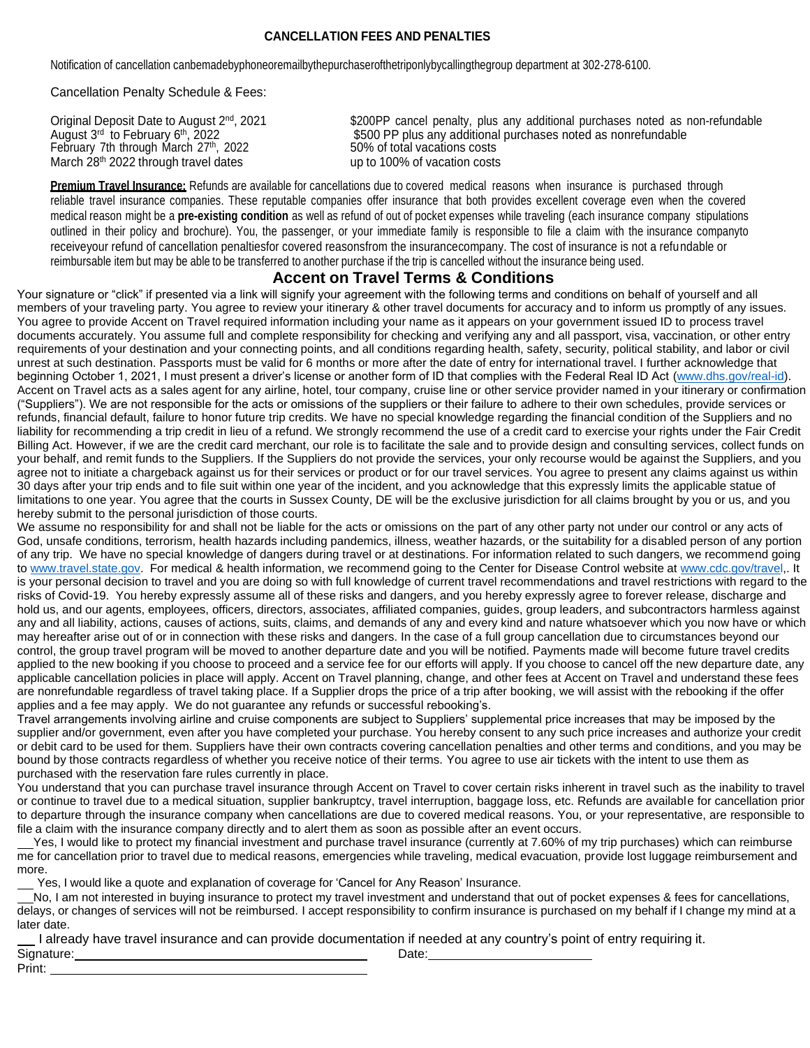## CANCELLATION FEES AND PENALTIES

Notification of cancellation canbemadebyphoneoremailbythepurchaserofthetriponlybycallingthegroup department at 302-278-6100.

Cancellation Penalty Schedule & Fees:

| | |
|---|---|
| Original Deposit Date to August 2nd, 2021 | $200PP cancel penalty, plus any additional purchases noted as non-refundable |
| August 3rd to February 6th, 2022 | $500 PP plus any additional purchases noted as nonrefundable |
| February 7th through March 27th, 2022 | 50% of total vacations costs |
| March 28th 2022 through travel dates | up to 100% of vacation costs |

**Premium Travel Insurance:** Refunds are available for cancellations due to covered medical reasons when insurance is purchased through reliable travel insurance companies. These reputable companies offer insurance that both provides excellent coverage even when the covered medical reason might be a **pre-existing condition** as well as refund of out of pocket expenses while traveling (each insurance company stipulations outlined in their policy and brochure). You, the passenger, or your immediate family is responsible to file a claim with the insurance companyto receiveyour refund of cancellation penaltiesfor covered reasonsfrom the insurancecompany. The cost of insurance is not a refundable or reimbursable item but may be able to be transferred to another purchase if the trip is cancelled without the insurance being used.

## Accent on Travel Terms & Conditions

Your signature or "click" if presented via a link will signify your agreement with the following terms and conditions on behalf of yourself and all members of your traveling party. You agree to review your itinerary & other travel documents for accuracy and to inform us promptly of any issues. You agree to provide Accent on Travel required information including your name as it appears on your government issued ID to process travel documents accurately. You assume full and complete responsibility for checking and verifying any and all passport, visa, vaccination, or other entry requirements of your destination and your connecting points, and all conditions regarding health, safety, security, political stability, and labor or civil unrest at such destination. Passports must be valid for 6 months or more after the date of entry for international travel. I further acknowledge that beginning October 1, 2021, I must present a driver's license or another form of ID that complies with the Federal Real ID Act (www.dhs.gov/real-id). Accent on Travel acts as a sales agent for any airline, hotel, tour company, cruise line or other service provider named in your itinerary or confirmation ("Suppliers"). We are not responsible for the acts or omissions of the suppliers or their failure to adhere to their own schedules, provide services or refunds, financial default, failure to honor future trip credits. We have no special knowledge regarding the financial condition of the Suppliers and no liability for recommending a trip credit in lieu of a refund. We strongly recommend the use of a credit card to exercise your rights under the Fair Credit Billing Act. However, if we are the credit card merchant, our role is to facilitate the sale and to provide design and consulting services, collect funds on your behalf, and remit funds to the Suppliers. If the Suppliers do not provide the services, your only recourse would be against the Suppliers, and you agree not to initiate a chargeback against us for their services or product or for our travel services. You agree to present any claims against us within 30 days after your trip ends and to file suit within one year of the incident, and you acknowledge that this expressly limits the applicable statue of limitations to one year. You agree that the courts in Sussex County, DE will be the exclusive jurisdiction for all claims brought by you or us, and you hereby submit to the personal jurisdiction of those courts.

We assume no responsibility for and shall not be liable for the acts or omissions on the part of any other party not under our control or any acts of God, unsafe conditions, terrorism, health hazards including pandemics, illness, weather hazards, or the suitability for a disabled person of any portion of any trip. We have no special knowledge of dangers during travel or at destinations. For information related to such dangers, we recommend going to www.travel.state.gov. For medical & health information, we recommend going to the Center for Disease Control website at www.cdc.gov/travel,. It is your personal decision to travel and you are doing so with full knowledge of current travel recommendations and travel restrictions with regard to the risks of Covid-19. You hereby expressly assume all of these risks and dangers, and you hereby expressly agree to forever release, discharge and hold us, and our agents, employees, officers, directors, associates, affiliated companies, guides, group leaders, and subcontractors harmless against any and all liability, actions, causes of actions, suits, claims, and demands of any and every kind and nature whatsoever which you now have or which may hereafter arise out of or in connection with these risks and dangers. In the case of a full group cancellation due to circumstances beyond our control, the group travel program will be moved to another departure date and you will be notified. Payments made will become future travel credits applied to the new booking if you choose to proceed and a service fee for our efforts will apply. If you choose to cancel off the new departure date, any applicable cancellation policies in place will apply. Accent on Travel planning, change, and other fees at Accent on Travel and understand these fees are nonrefundable regardless of travel taking place. If a Supplier drops the price of a trip after booking, we will assist with the rebooking if the offer applies and a fee may apply. We do not guarantee any refunds or successful rebooking's.

Travel arrangements involving airline and cruise components are subject to Suppliers' supplemental price increases that may be imposed by the supplier and/or government, even after you have completed your purchase. You hereby consent to any such price increases and authorize your credit or debit card to be used for them. Suppliers have their own contracts covering cancellation penalties and other terms and conditions, and you may be bound by those contracts regardless of whether you receive notice of their terms. You agree to use air tickets with the intent to use them as purchased with the reservation fare rules currently in place.

You understand that you can purchase travel insurance through Accent on Travel to cover certain risks inherent in travel such as the inability to travel or continue to travel due to a medical situation, supplier bankruptcy, travel interruption, baggage loss, etc. Refunds are available for cancellation prior to departure through the insurance company when cancellations are due to covered medical reasons. You, or your representative, are responsible to file a claim with the insurance company directly and to alert them as soon as possible after an event occurs.

\_\_Yes, I would like to protect my financial investment and purchase travel insurance (currently at 7.60% of my trip purchases) which can reimburse me for cancellation prior to travel due to medical reasons, emergencies while traveling, medical evacuation, provide lost luggage reimbursement and more.

\_\_ Yes, I would like a quote and explanation of coverage for 'Cancel for Any Reason' Insurance.

\_\_No, I am not interested in buying insurance to protect my travel investment and understand that out of pocket expenses & fees for cancellations, delays, or changes of services will not be reimbursed. I accept responsibility to confirm insurance is purchased on my behalf if I change my mind at a later date.

\_\_ I already have travel insurance and can provide documentation if needed at any country's point of entry requiring it.

Signature:\_\_\_\_\_\_\_\_\_\_\_\_\_\_\_\_\_\_\_\_\_\_\_\_\_\_\_\_\_\_\_\_ Date:\_\_\_\_\_\_\_\_\_\_\_\_\_\_\_\_\_\_\_\_

Print: \_\_\_\_\_\_\_\_\_\_\_\_\_\_\_\_\_\_\_\_\_\_\_\_\_\_\_\_\_\_\_\_\_\_\_\_